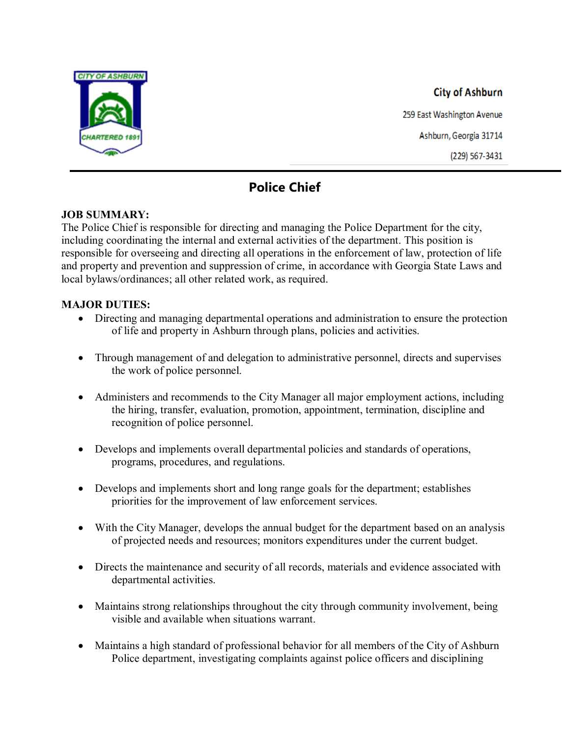City of Ashburn

259 East Washington Avenue

Ashburn, Georgia 31714

(229) 567-3431

# Police Chief

**JOB SUMMARY:**

The Police Chief is responsible for directing and managing the Police Department for the city, including coordinating the internal and external activities of the department. This position is responsible for overseeing and directing all operations in the enforcement of law, protection of life and property and prevention and suppression of crime, in accordance with Georgia State Laws and local bylaws/ordinances; all other related work, as required.

**MAJOR DUTIES:**

- Directing and managing departmental operations and administration to ensure the protection of life and property in Ashburn through plans, policies and activities.
- Through management of and delegation to administrative personnel, directs and supervises the work of police personnel.
- Administers and recommends to the City Manager all major employment actions, including the hiring, transfer, evaluation, promotion, appointment, termination, discipline and recognition of police personnel.
- Develops and implements overall departmental policies and standards of operations, programs, procedures, and regulations.
- Develops and implements short and long range goals for the department; establishes priorities for the improvement of law enforcement services.
- With the City Manager, develops the annual budget for the department based on an analysis of projected needs and resources; monitors expenditures under the current budget.
- Directs the maintenance and security of all records, materials and evidence associated with departmental activities.
- Maintains strong relationships throughout the city through community involvement, being visible and available when situations warrant.
- Maintains a high standard of professional behavior for all members of the City of Ashburn Police department, investigating complaints against police officers and disciplining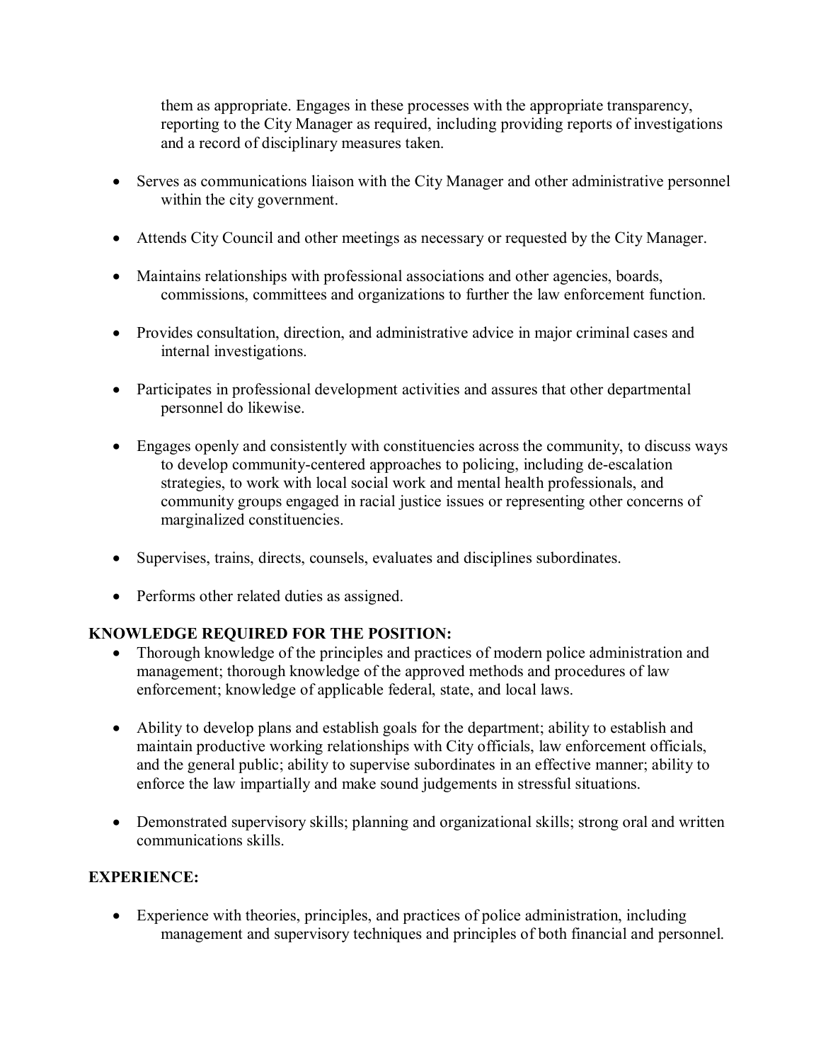them as appropriate. Engages in these processes with the appropriate transparency, reporting to the City Manager as required, including providing reports of investigations and a record of disciplinary measures taken.

- Serves as communications liaison with the City Manager and other administrative personnel within the city government.
- Attends City Council and other meetings as necessary or requested by the City Manager.
- Maintains relationships with professional associations and other agencies, boards, commissions, committees and organizations to further the law enforcement function.
- Provides consultation, direction, and administrative advice in major criminal cases and internal investigations.
- Participates in professional development activities and assures that other departmental personnel do likewise.
- Engages openly and consistently with constituencies across the community, to discuss ways to develop community-centered approaches to policing, including de-escalation strategies, to work with local social work and mental health professionals, and community groups engaged in racial justice issues or representing other concerns of marginalized constituencies.
- Supervises, trains, directs, counsels, evaluates and disciplines subordinates.
- Performs other related duties as assigned.

**KNOWLEDGE REQUIRED FOR THE POSITION:**

- Thorough knowledge of the principles and practices of modern police administration and management; thorough knowledge of the approved methods and procedures of law enforcement; knowledge of applicable federal, state, and local laws.
- Ability to develop plans and establish goals for the department; ability to establish and maintain productive working relationships with City officials, law enforcement officials, and the general public; ability to supervise subordinates in an effective manner; ability to enforce the law impartially and make sound judgements in stressful situations.
- Demonstrated supervisory skills; planning and organizational skills; strong oral and written communications skills.

**EXPERIENCE:**

- Experience with theories, principles, and practices of police administration, including management and supervisory techniques and principles of both financial and personnel.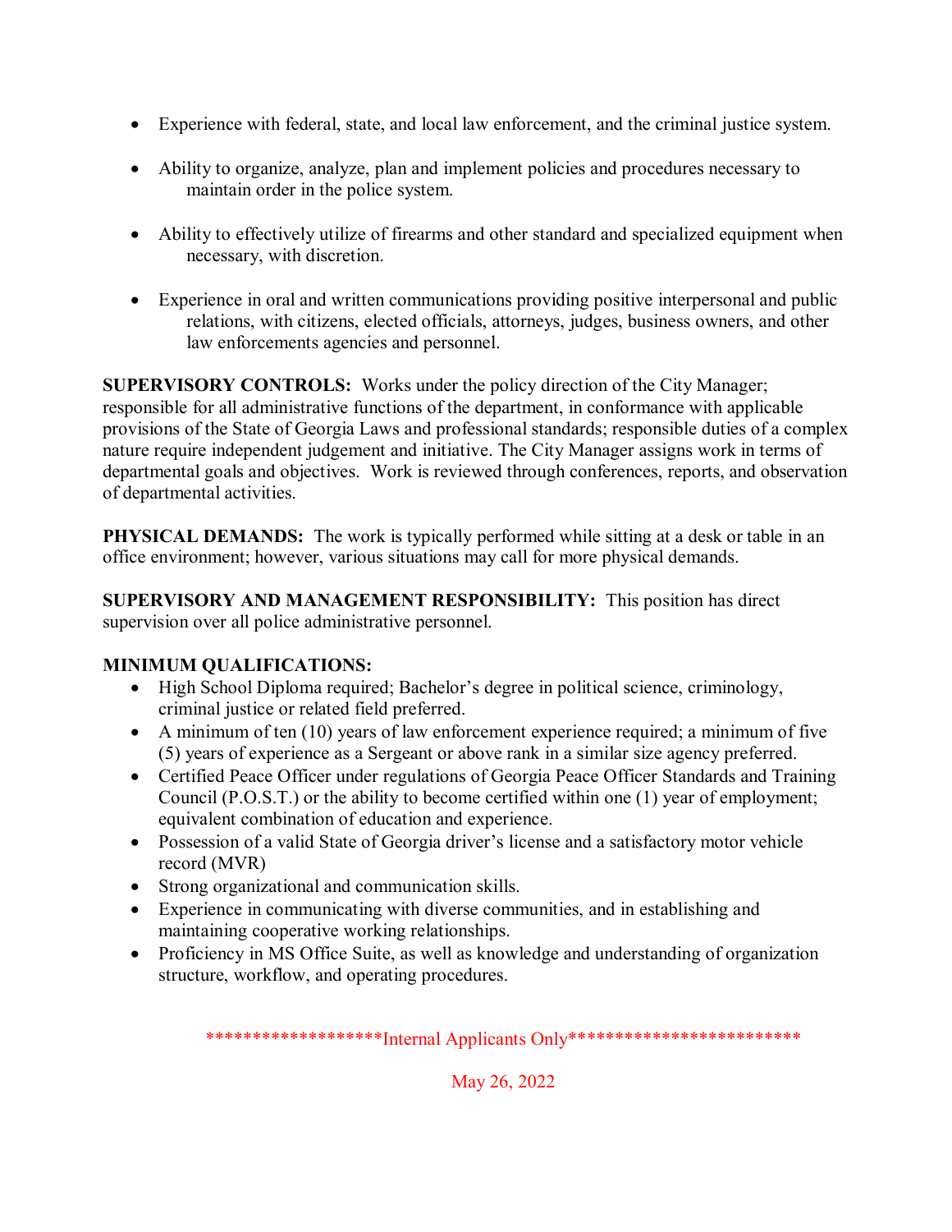- Experience with federal, state, and local law enforcement, and the criminal justice system.

- Ability to organize, analyze, plan and implement policies and procedures necessary to maintain order in the police system.

- Ability to effectively utilize of firearms and other standard and specialized equipment when necessary, with discretion.

- Experience in oral and written communications providing positive interpersonal and public relations, with citizens, elected officials, attorneys, judges, business owners, and other law enforcements agencies and personnel.

**SUPERVISORY CONTROLS:** Works under the policy direction of the City Manager; responsible for all administrative functions of the department, in conformance with applicable provisions of the State of Georgia Laws and professional standards; responsible duties of a complex nature require independent judgement and initiative. The City Manager assigns work in terms of departmental goals and objectives. Work is reviewed through conferences, reports, and observation of departmental activities.

**PHYSICAL DEMANDS:** The work is typically performed while sitting at a desk or table in an office environment; however, various situations may call for more physical demands.

**SUPERVISORY AND MANAGEMENT RESPONSIBILITY:** This position has direct supervision over all police administrative personnel.

**MINIMUM QUALIFICATIONS:**

- High School Diploma required; Bachelor's degree in political science, criminology, criminal justice or related field preferred.
- A minimum of ten (10) years of law enforcement experience required; a minimum of five (5) years of experience as a Sergeant or above rank in a similar size agency preferred.
- Certified Peace Officer under regulations of Georgia Peace Officer Standards and Training Council (P.O.S.T.) or the ability to become certified within one (1) year of employment; equivalent combination of education and experience.
- Possession of a valid State of Georgia driver's license and a satisfactory motor vehicle record (MVR)
- Strong organizational and communication skills.
- Experience in communicating with diverse communities, and in establishing and maintaining cooperative working relationships.
- Proficiency in MS Office Suite, as well as knowledge and understanding of organization structure, workflow, and operating procedures.

******************Internal Applicants Only*************************

May 26, 2022